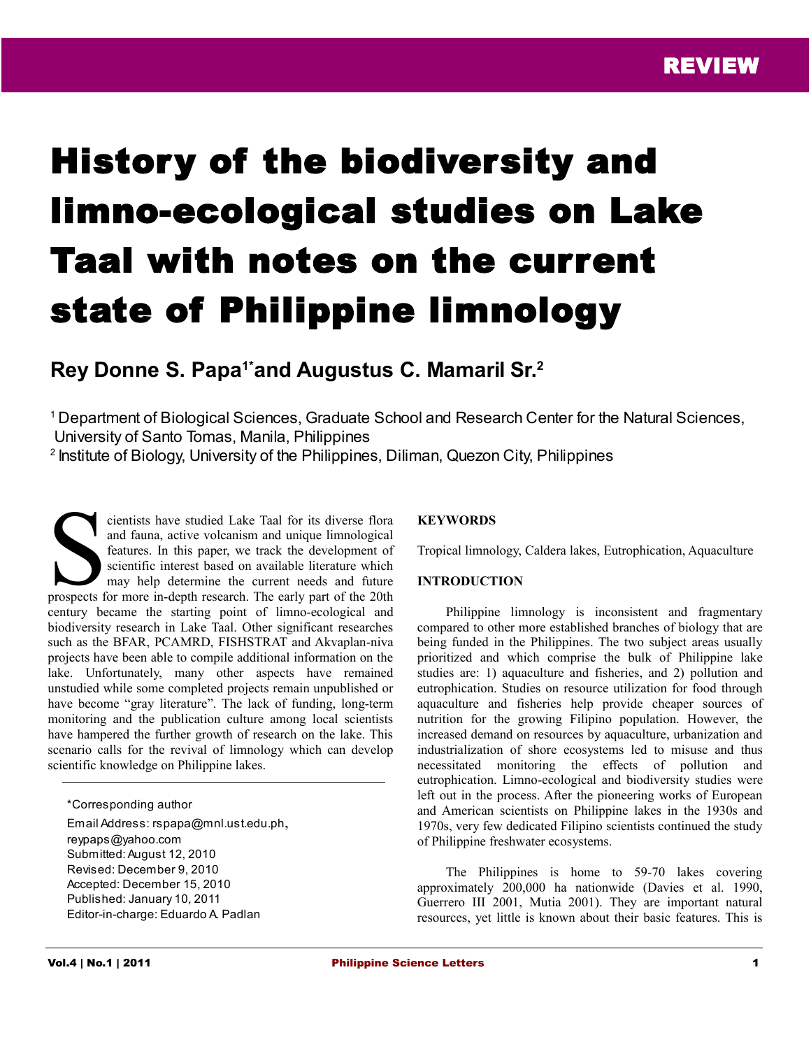REVIEW

# History of the biodiversity and limno-ecological studies on Lake Taal with notes on the current state of Philippine limnology

**Rey Donne S. Papa[1*] and Augustus C. Mamaril Sr.[2]**

[1] Department of Biological Sciences, Graduate School and Research Center for the Natural Sciences, University of Santo Tomas, Manila, Philippines
[2] Institute of Biology, University of the Philippines, Diliman, Quezon City, Philippines

Scientists have studied Lake Taal for its diverse flora and fauna, active volcanism and unique limnological features. In this paper, we track the development of scientific interest based on available literature which may help determine the current needs and future prospects for more in-depth research. The early part of the 20th century became the starting point of limno-ecological and biodiversity research in Lake Taal. Other significant researches such as the BFAR, PCAMRD, FISHSTRAT and Akvaplan-niva projects have been able to compile additional information on the lake. Unfortunately, many other aspects have remained unstudied while some completed projects remain unpublished or have become "gray literature". The lack of funding, long-term monitoring and the publication culture among local scientists have hampered the further growth of research on the lake. This scenario calls for the revival of limnology which can develop scientific knowledge on Philippine lakes.

*Corresponding author
Email Address: rspapa@mnl.ust.edu.ph, reypaps@yahoo.com
Submitted: August 12, 2010
Revised: December 9, 2010
Accepted: December 15, 2010
Published: January 10, 2011
Editor-in-charge: Eduardo A. Padlan

**KEYWORDS**

Tropical limnology, Caldera lakes, Eutrophication, Aquaculture

**INTRODUCTION**

Philippine limnology is inconsistent and fragmentary compared to other more established branches of biology that are being funded in the Philippines. The two subject areas usually prioritized and which comprise the bulk of Philippine lake studies are: 1) aquaculture and fisheries, and 2) pollution and eutrophication. Studies on resource utilization for food through aquaculture and fisheries help provide cheaper sources of nutrition for the growing Filipino population. However, the increased demand on resources by aquaculture, urbanization and industrialization of shore ecosystems led to misuse and thus necessitated monitoring the effects of pollution and eutrophication. Limno-ecological and biodiversity studies were left out in the process. After the pioneering works of European and American scientists on Philippine lakes in the 1930s and 1970s, very few dedicated Filipino scientists continued the study of Philippine freshwater ecosystems.

The Philippines is home to 59-70 lakes covering approximately 200,000 ha nationwide (Davies et al. 1990, Guerrero III 2001, Mutia 2001). They are important natural resources, yet little is known about their basic features. This is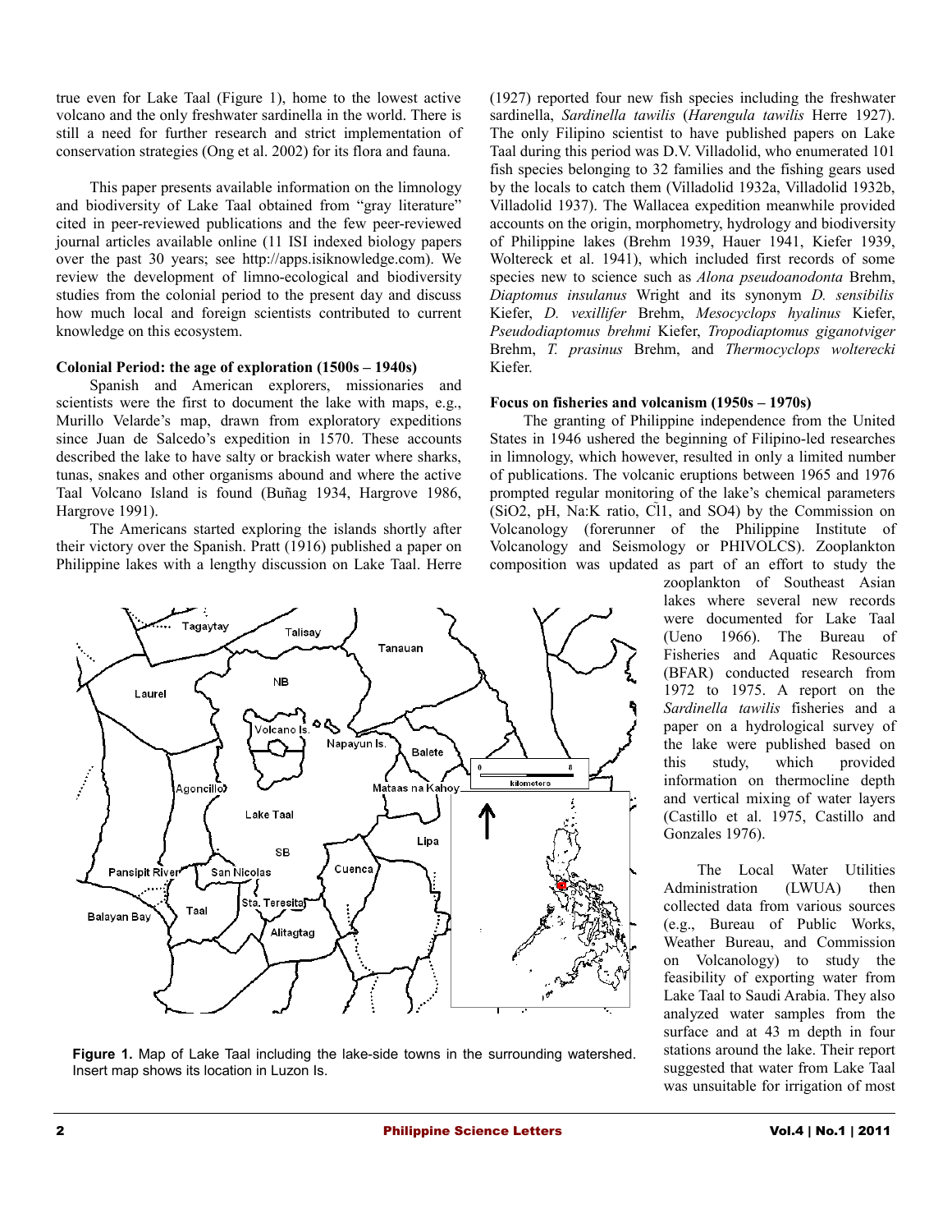true even for Lake Taal (Figure 1), home to the lowest active volcano and the only freshwater sardinella in the world. There is still a need for further research and strict implementation of conservation strategies (Ong et al. 2002) for its flora and fauna.

This paper presents available information on the limnology and biodiversity of Lake Taal obtained from "gray literature" cited in peer-reviewed publications and the few peer-reviewed journal articles available online (11 ISI indexed biology papers over the past 30 years; see http://apps.isiknowledge.com). We review the development of limno-ecological and biodiversity studies from the colonial period to the present day and discuss how much local and foreign scientists contributed to current knowledge on this ecosystem.

**Colonial Period: the age of exploration (1500s – 1940s)**

Spanish and American explorers, missionaries and scientists were the first to document the lake with maps, e.g., Murillo Velarde's map, drawn from exploratory expeditions since Juan de Salcedo's expedition in 1570. These accounts described the lake to have salty or brackish water where sharks, tunas, snakes and other organisms abound and where the active Taal Volcano Island is found (Buñag 1934, Hargrove 1986, Hargrove 1991).

The Americans started exploring the islands shortly after their victory over the Spanish. Pratt (1916) published a paper on Philippine lakes with a lengthy discussion on Lake Taal. Herre (1927) reported four new fish species including the freshwater sardinella, *Sardinella tawilis* (*Harengula tawilis* Herre 1927). The only Filipino scientist to have published papers on Lake Taal during this period was D.V. Villadolid, who enumerated 101 fish species belonging to 32 families and the fishing gears used by the locals to catch them (Villadolid 1932a, Villadolid 1932b, Villadolid 1937). The Wallacea expedition meanwhile provided accounts on the origin, morphometry, hydrology and biodiversity of Philippine lakes (Brehm 1939, Hauer 1941, Kiefer 1939, Woltereck et al. 1941), which included first records of some species new to science such as *Alona pseudoanodonta* Brehm, *Diaptomus insulanus* Wright and its synonym *D. sensibilis* Kiefer, *D. vexillifer* Brehm, *Mesocyclops hyalinus* Kiefer, *Pseudodiaptomus brehmi* Kiefer, *Tropodiaptomus giganotviger* Brehm, *T. prasinus* Brehm, and *Thermocyclops woltereck*i Kiefer.

**Focus on fisheries and volcanism (1950s – 1970s)**

The granting of Philippine independence from the United States in 1946 ushered the beginning of Filipino-led researches in limnology, which however, resulted in only a limited number of publications. The volcanic eruptions between 1965 and 1976 prompted regular monitoring of the lake's chemical parameters ($SiO_2$, pH, Na:K ratio, $Cl^{-}$, and $SO_4$) by the Commission on Volcanology (forerunner of the Philippine Institute of Volcanology and Seismology or PHIVOLCS). Zooplankton composition was updated as part of an effort to study the zooplankton of Southeast Asian lakes where several new records were documented for Lake Taal (Ueno 1966). The Bureau of Fisheries and Aquatic Resources (BFAR) conducted research from 1972 to 1975. A report on the *Sardinella tawilis* fisheries and a paper on a hydrological survey of the lake were published based on this study, which provided information on thermocline depth and vertical mixing of water layers (Castillo et al. 1975, Castillo and Gonzales 1976).

The Local Water Utilities Administration (LWUA) then collected data from various sources (e.g., Bureau of Public Works, Weather Bureau, and Commission on Volcanology) to study the feasibility of exporting water from Lake Taal to Saudi Arabia. They also analyzed water samples from the surface and at 43 m depth in four stations around the lake. Their report suggested that water from Lake Taal was unsuitable for irrigation of most

**Figure 1.** Map of Lake Taal including the lake-side towns in the surrounding watershed. Insert map shows its location in Luzon Is.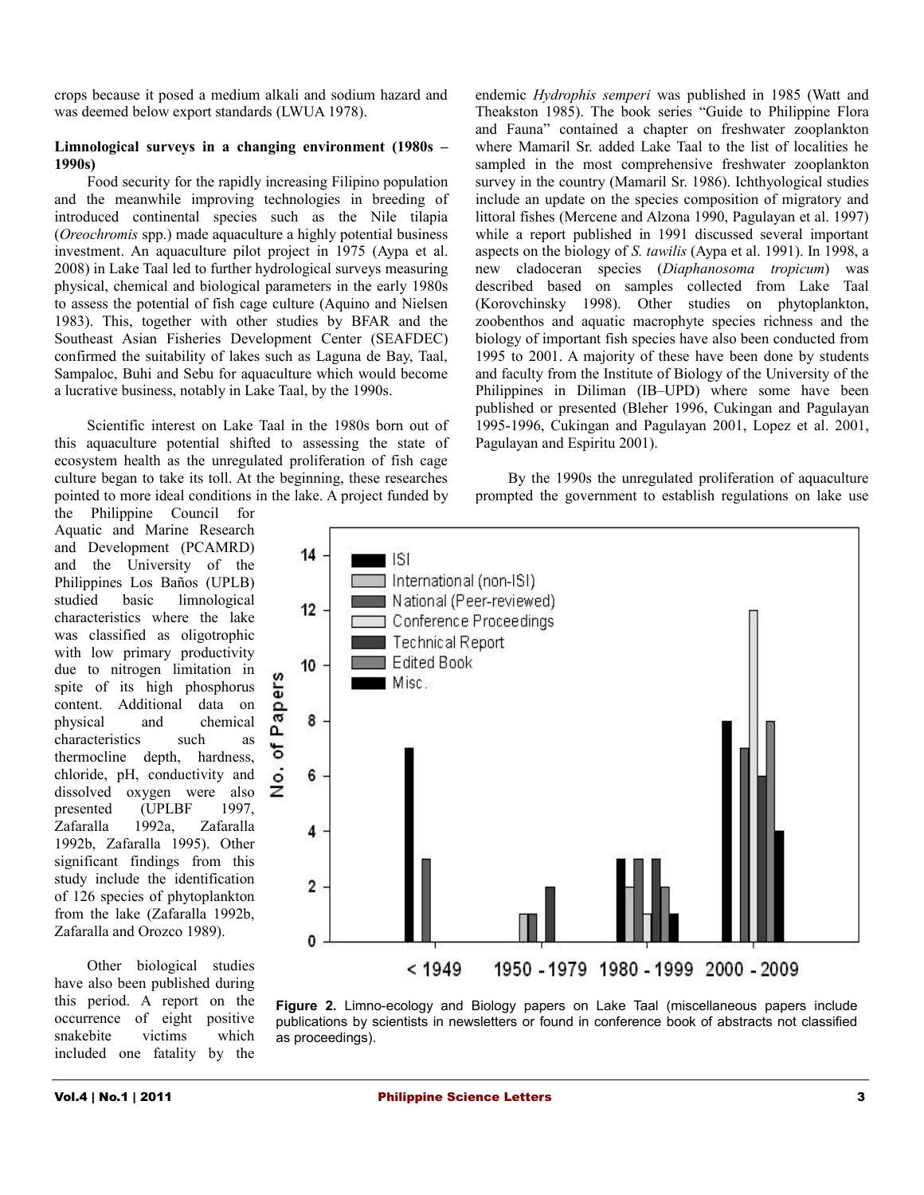crops because it posed a medium alkali and sodium hazard and was deemed below export standards (LWUA 1978).

**Limnological surveys in a changing environment (1980s – 1990s)**

Food security for the rapidly increasing Filipino population and the meanwhile improving technologies in breeding of introduced continental species such as the Nile tilapia (*Oreochromis* spp.) made aquaculture a highly potential business investment. An aquaculture pilot project in 1975 (Aypa et al. 2008) in Lake Taal led to further hydrological surveys measuring physical, chemical and biological parameters in the early 1980s to assess the potential of fish cage culture (Aquino and Nielsen 1983). This, together with other studies by BFAR and the Southeast Asian Fisheries Development Center (SEAFDEC) confirmed the suitability of lakes such as Laguna de Bay, Taal, Sampaloc, Buhi and Sebu for aquaculture which would become a lucrative business, notably in Lake Taal, by the 1990s.

Scientific interest on Lake Taal in the 1980s born out of this aquaculture potential shifted to assessing the state of ecosystem health as the unregulated proliferation of fish cage culture began to take its toll. At the beginning, these researches pointed to more ideal conditions in the lake. A project funded by the Philippine Council for Aquatic and Marine Research and Development (PCAMRD) and the University of the Philippines Los Baños (UPLB) studied basic limnological characteristics where the lake was classified as oligotrophic with low primary productivity due to nitrogen limitation in spite of its high phosphorus content. Additional data on physical and chemical characteristics such as thermocline depth, hardness, chloride, pH, conductivity and dissolved oxygen were also presented (UPLBF 1997, Zafaralla 1992a, Zafaralla 1992b, Zafaralla 1995). Other significant findings from this study include the identification of 126 species of phytoplankton from the lake (Zafaralla 1992b, Zafaralla and Orozco 1989).

Other biological studies have also been published during this period. A report on the occurrence of eight positive snakebite victims which included one fatality by the endemic *Hydrophis semperi* was published in 1985 (Watt and Theakston 1985). The book series "Guide to Philippine Flora and Fauna" contained a chapter on freshwater zooplankton where Mamaril Sr. added Lake Taal to the list of localities he sampled in the most comprehensive freshwater zooplankton survey in the country (Mamaril Sr. 1986). Ichthyological studies include an update on the species composition of migratory and littoral fishes (Mercene and Alzona 1990, Pagulayan et al. 1997) while a report published in 1991 discussed several important aspects on the biology of *S. tawilis* (Aypa et al. 1991). In 1998, a new cladoceran species (*Diaphanosoma tropicum*) was described based on samples collected from Lake Taal (Korovchinsky 1998). Other studies on phytoplankton, zoobenthos and aquatic macrophyte species richness and the biology of important fish species have also been conducted from 1995 to 2001. A majority of these have been done by students and faculty from the Institute of Biology of the University of the Philippines in Diliman (IB–UPD) where some have been published or presented (Bleher 1996, Cukingan and Pagulayan 1995-1996, Cukingan and Pagulayan 2001, Lopez et al. 2001, Pagulayan and Espiritu 2001).

By the 1990s the unregulated proliferation of aquaculture prompted the government to establish regulations on lake use

**Figure 2.** Limno-ecology and Biology papers on Lake Taal (miscellaneous papers include publications by scientists in newsletters or found in conference book of abstracts not classified as proceedings).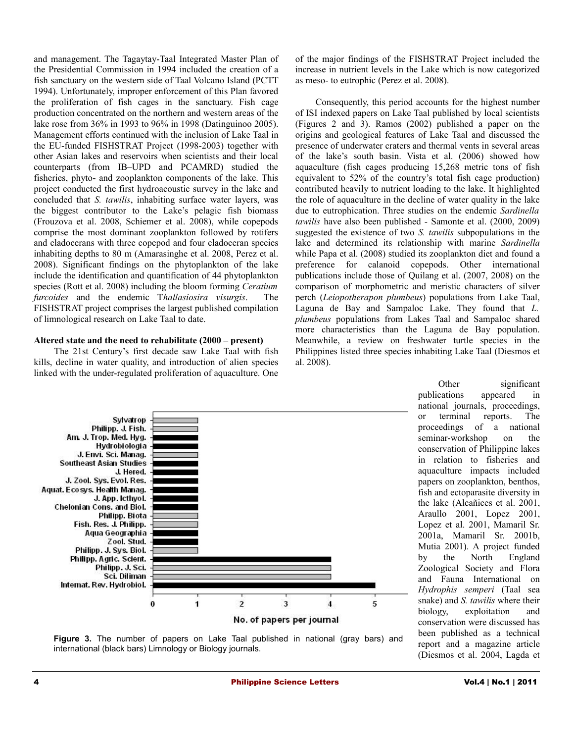and management. The Tagaytay-Taal Integrated Master Plan of the Presidential Commission in 1994 included the creation of a fish sanctuary on the western side of Taal Volcano Island (PCTT 1994). Unfortunately, improper enforcement of this Plan favored the proliferation of fish cages in the sanctuary. Fish cage production concentrated on the northern and western areas of the lake rose from 36% in 1993 to 96% in 1998 (Datinguinoo 2005). Management efforts continued with the inclusion of Lake Taal in the EU-funded FISHSTRAT Project (1998-2003) together with other Asian lakes and reservoirs when scientists and their local counterparts (from IB–UPD and PCAMRD) studied the fisheries, phyto- and zooplankton components of the lake. This project conducted the first hydroacoustic survey in the lake and concluded that *S. tawilis*, inhabiting surface water layers, was the biggest contributor to the Lake's pelagic fish biomass (Frouzova et al. 2008, Schiemer et al. 2008), while copepods comprise the most dominant zooplankton followed by rotifers and cladocerans with three copepod and four cladoceran species inhabiting depths to 80 m (Amarasinghe et al. 2008, Perez et al. 2008). Significant findings on the phytoplankton of the lake include the identification and quantification of 44 phytoplankton species (Rott et al. 2008) including the bloom forming *Ceratium furcoides* and the endemic T*hallasiosira visurgis*. The FISHSTRAT project comprises the largest published compilation of limnological research on Lake Taal to date.

**Altered state and the need to rehabilitate (2000 – present)**

The 21st Century's first decade saw Lake Taal with fish kills, decline in water quality, and introduction of alien species linked with the under-regulated proliferation of aquaculture. One of the major findings of the FISHSTRAT Project included the increase in nutrient levels in the Lake which is now categorized as meso- to eutrophic (Perez et al. 2008).

Consequently, this period accounts for the highest number of ISI indexed papers on Lake Taal published by local scientists (Figures 2 and 3). Ramos (2002) published a paper on the origins and geological features of Lake Taal and discussed the presence of underwater craters and thermal vents in several areas of the lake's south basin. Vista et al. (2006) showed how aquaculture (fish cages producing 15,268 metric tons of fish equivalent to 52% of the country's total fish cage production) contributed heavily to nutrient loading to the lake. It highlighted the role of aquaculture in the decline of water quality in the lake due to eutrophication. Three studies on the endemic *Sardinella tawilis* have also been published - Samonte et al. (2000, 2009) suggested the existence of two *S. tawilis* subpopulations in the lake and determined its relationship with marine *Sardinella* while Papa et al. (2008) studied its zooplankton diet and found a preference for calanoid copepods. Other international publications include those of Quilang et al. (2007, 2008) on the comparison of morphometric and meristic characters of silver perch (*Leiopotherapon plumbeus*) populations from Lake Taal, Laguna de Bay and Sampaloc Lake. They found that *L. plumbeus* populations from Lakes Taal and Sampaloc shared more characteristics than the Laguna de Bay population. Meanwhile, a review on freshwater turtle species in the Philippines listed three species inhabiting Lake Taal (Diesmos et al. 2008).

Other significant publications appeared in national journals, proceedings, or terminal reports. The proceedings of a national seminar-workshop on the conservation of Philippine lakes in relation to fisheries and aquaculture impacts included papers on zooplankton, benthos, fish and ectoparasite diversity in the lake (Alcañices et al. 2001, Araullo 2001, Lopez 2001, Lopez et al. 2001, Mamaril Sr. 2001a, Mamaril Sr. 2001b, Mutia 2001). A project funded by the North England Zoological Society and Flora and Fauna International on *Hydrophis semperi* (Taal sea snake) and *S. tawilis* where their biology, exploitation and conservation were discussed has been published as a technical report and a magazine article (Diesmos et al. 2004, Lagda et

| Journal | No. of papers per journal |
|---|---|
| Sylvatrop | 1 |
| Philipp. J. Fish. | 1 |
| Am. J. Trop. Med. Hyg. | 1 |
| Hydrobiologia | 1 |
| J. Envi. Sci. Manag. | 1 |
| Southeast Asian Studies | 1 |
| J. Hered. | 1 |
| J. Zool. Sys. Evol. Res. | 1 |
| Aquat. Ecosys. Health Manag. | 1 |
| J. App. Icthyol. | 1 |
| Chelonian Cons. and Biol. | 1 |
| Philipp. Biota | 1 |
| Fish. Res. J. Philipp. | 1 |
| Aqua Geographia | 1 |
| Zool. Stud. | 1 |
| Philipp. J. Sys. Biol. | 1 |
| Philipp. Agric. Scient. | 4 |
| Philipp. J. Sci. | 4 |
| Sci. Diliman | 4 |
| Internat. Rev. Hydrobiol. | 5 |

**Figure 3.** The number of papers on Lake Taal published in national (gray bars) and international (black bars) Limnology or Biology journals.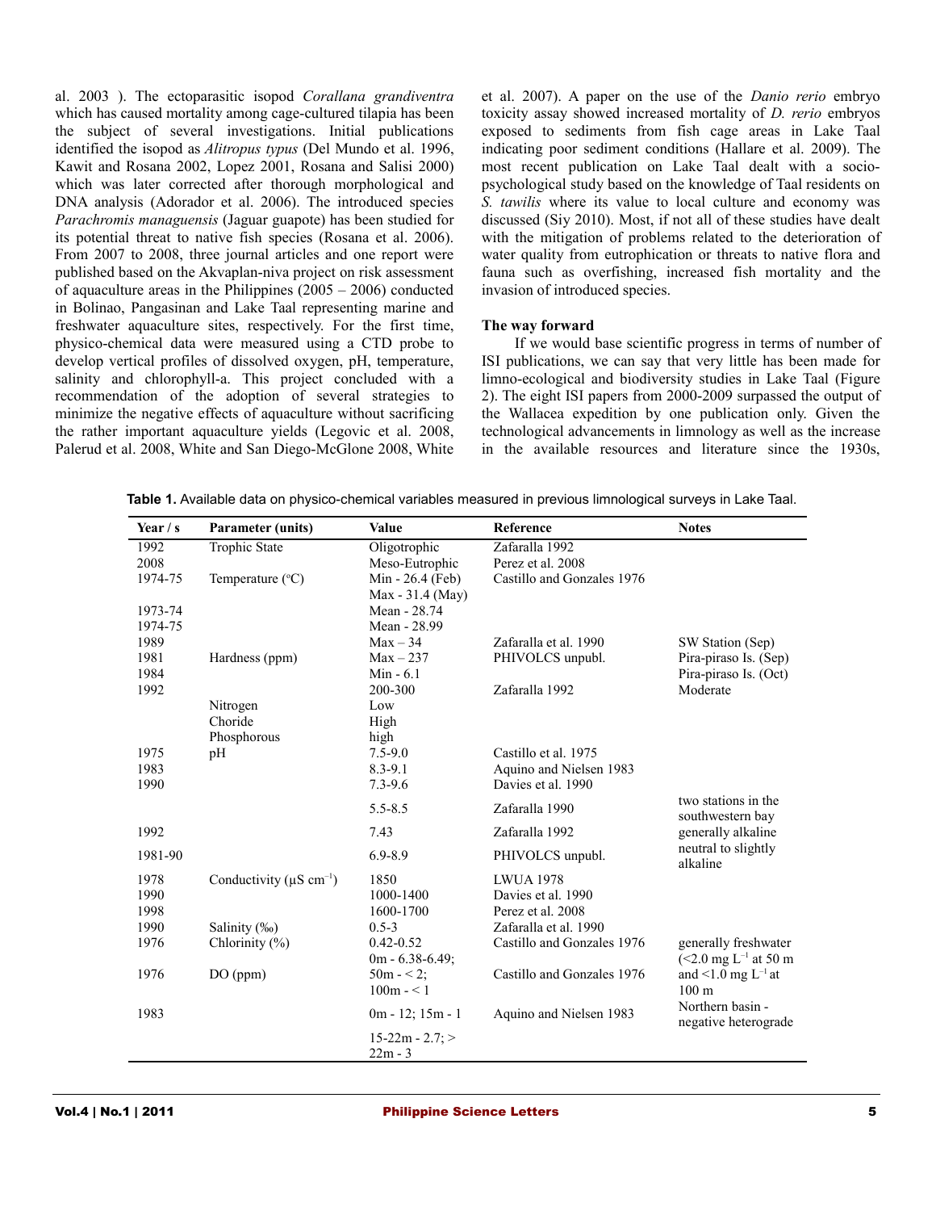al. 2003 ). The ectoparasitic isopod *Corallana grandiventra* which has caused mortality among cage-cultured tilapia has been the subject of several investigations. Initial publications identified the isopod as *Alitropus typus* (Del Mundo et al. 1996, Kawit and Rosana 2002, Lopez 2001, Rosana and Salisi 2000) which was later corrected after thorough morphological and DNA analysis (Adorador et al. 2006). The introduced species *Parachromis managuensis* (Jaguar guapote) has been studied for its potential threat to native fish species (Rosana et al. 2006). From 2007 to 2008, three journal articles and one report were published based on the Akvaplan-niva project on risk assessment of aquaculture areas in the Philippines (2005 – 2006) conducted in Bolinao, Pangasinan and Lake Taal representing marine and freshwater aquaculture sites, respectively. For the first time, physico-chemical data were measured using a CTD probe to develop vertical profiles of dissolved oxygen, pH, temperature, salinity and chlorophyll-a. This project concluded with a recommendation of the adoption of several strategies to minimize the negative effects of aquaculture without sacrificing the rather important aquaculture yields (Legovic et al. 2008, Palerud et al. 2008, White and San Diego-McGlone 2008, White et al. 2007). A paper on the use of the *Danio rerio* embryo toxicity assay showed increased mortality of *D. rerio* embryos exposed to sediments from fish cage areas in Lake Taal indicating poor sediment conditions (Hallare et al. 2009). The most recent publication on Lake Taal dealt with a socio-psychological study based on the knowledge of Taal residents on *S. tawilis* where its value to local culture and economy was discussed (Siy 2010). Most, if not all of these studies have dealt with the mitigation of problems related to the deterioration of water quality from eutrophication or threats to native flora and fauna such as overfishing, increased fish mortality and the invasion of introduced species.

**The way forward**

If we would base scientific progress in terms of number of ISI publications, we can say that very little has been made for limno-ecological and biodiversity studies in Lake Taal (Figure 2). The eight ISI papers from 2000-2009 surpassed the output of the Wallacea expedition by one publication only. Given the technological advancements in limnology as well as the increase in the available resources and literature since the 1930s,

**Table 1.** Available data on physico-chemical variables measured in previous limnological surveys in Lake Taal.

| Year / s | Parameter (units) | Value | Reference | Notes |
|---|---|---|---|---|
| 1992 | Trophic State | Oligotrophic | Zafaralla 1992 | |
| 2008 | | Meso-Eutrophic | Perez et al. 2008 | |
| 1974-75 | Temperature (°C) | Min - 26.4 (Feb)<br>Max - 31.4 (May) | Castillo and Gonzales 1976 | |
| 1973-74 | | Mean - 28.74 | | |
| 1974-75 | | Mean - 28.99 | | |
| 1989 | | Max – 34 | Zafaralla et al. 1990 | SW Station (Sep) |
| 1981 | Hardness (ppm) | Max – 237 | PHIVOLCS unpubl. | Pira-piraso Is. (Sep) |
| 1984 | | Min - 6.1 | | Pira-piraso Is. (Oct) |
| 1992 | | 200-300 | Zafaralla 1992 | Moderate |
| | Nitrogen | Low | | |
| | Choride | High | | |
| | Phosphorous | high | | |
| 1975 | pH | 7.5-9.0 | Castillo et al. 1975 | |
| 1983 | | 8.3-9.1 | Aquino and Nielsen 1983 | |
| 1990 | | 7.3-9.6 | Davies et al. 1990 | |
| | | 5.5-8.5 | Zafaralla 1990 | two stations in the southwestern bay |
| 1992 | | 7.43 | Zafaralla 1992 | generally alkaline |
| 1981-90 | | 6.9-8.9 | PHIVOLCS unpubl. | neutral to slightly alkaline |
| 1978 | Conductivity (μS $cm^{-1}$) | 1850 | LWUA 1978 | |
| 1990 | | 1000-1400 | Davies et al. 1990 | |
| 1998 | | 1600-1700 | Perez et al. 2008 | |
| 1990 | Salinity (‰) | 0.5-3 | Zafaralla et al. 1990 | |
| 1976 | Chlorinity (%) | 0.42-0.52 | Castillo and Gonzales 1976 | generally freshwater |
| 1976 | DO (ppm) | 0m - 6.38-6.49;<br>50m - < 2;<br>100m - < 1 | Castillo and Gonzales 1976 | (<2.0 mg $L^{-1}$ at 50 m and <1.0 mg $L^{-1}$ at 100 m |
| 1983 | | 0m - 12; 15m - 1<br>15-22m - 2.7; > 22m - 3 | Aquino and Nielsen 1983 | Northern basin - negative heterograde |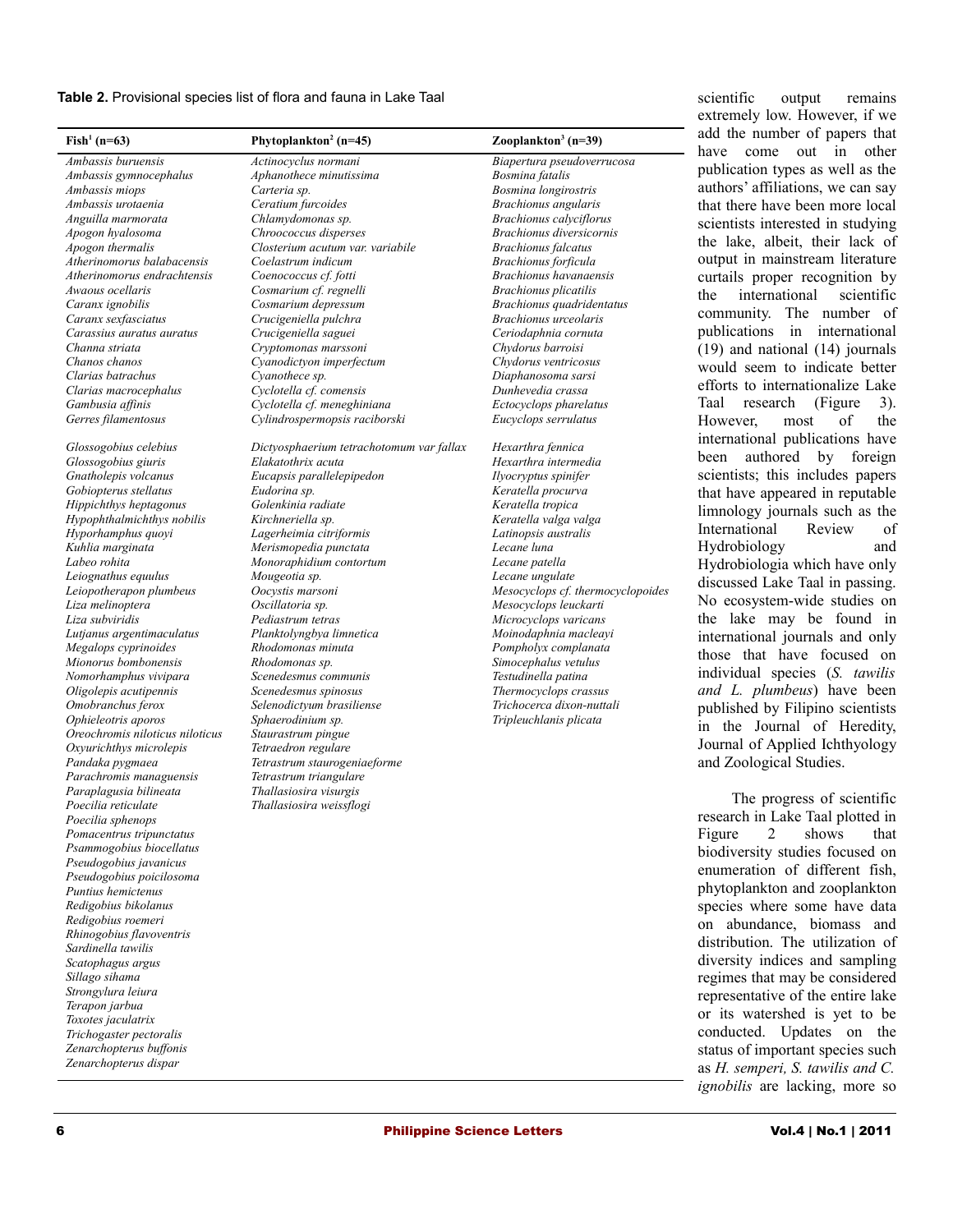**Table 2.** Provisional species list of flora and fauna in Lake Taal

| Fish[1] (n=63) | Phytoplankton[2] (n=45) | Zooplankton[3] (n=39) |
|---|---|---|
| *Ambassis buruensis* | *Actinocyclus normani* | *Biapertura pseudoverrucosa* |
| *Ambassis gymnocephalus* | *Aphanothece minutissima* | *Bosmina fatalis* |
| *Ambassis miops* | *Carteria sp.* | *Bosmina longirostris* |
| *Ambassis urotaenia* | *Ceratium furcoides* | *Brachionus angularis* |
| *Anguilla marmorata* | *Chlamydomonas sp.* | *Brachionus calyciflorus* |
| *Apogon hyalosoma* | *Chroococcus disperses* | *Brachionus diversicornis* |
| *Apogon thermalis* | *Closterium acutum var. variabile* | *Brachionus falcatus* |
| *Atherinomorus balabacensis* | *Coelastrum indicum* | *Brachionus forficula* |
| *Atherinomorus endrachtensis* | *Coenococcus cf. fotti* | *Brachionus havanaensis* |
| *Awaous ocellaris* | *Cosmarium cf. regnelli* | *Brachionus plicatilis* |
| *Caranx ignobilis* | *Cosmarium depressum* | *Brachionus quadridentatus* |
| *Caranx sexfasciatus* | *Crucigeniella pulchra* | *Brachionus urceolaris* |
| *Carassius auratus auratus* | *Crucigeniella saguei* | *Ceriodaphnia cornuta* |
| *Channa striata* | *Cryptomonas marssoni* | *Chydorus barroisi* |
| *Chanos chanos* | *Cyanodictyon imperfectum* | *Chydorus ventricosus* |
| *Clarias batrachus* | *Cyanothece sp.* | *Diaphanosoma sarsi* |
| *Clarias macrocephalus* | *Cyclotella cf. comensis* | *Dunhevedia crassa* |
| *Gambusia affinis* | *Cyclotella cf. meneghiniana* | *Ectocyclops phareletus* |
| *Gerres filamentosus* | *Cylindrospermopsis raciborski* | *Eucyclops serrulatus* |
| *Glossogobius celebius* | *Dictyosphaerium tetrachotomum var fallax* | *Hexarthra fennica* |
| *Glossogobius giuris* | *Elakatothrix acuta* | *Hexarthra intermedia* |
| *Gnatholepis volcanus* | *Eucapsis parallelepipedon* | *Ilyocryptus spinifer* |
| *Gobiopterus stellatus* | *Eudorina sp.* | *Keratella procurva* |
| *Hippichthys heptagonus* | *Golenkinia radiate* | *Keratella tropica* |
| *Hypophthalmichthys nobilis* | *Kirchneriella sp.* | *Keratella valga valga* |
| *Hyporhamphus quoyi* | *Lagerheimia citriformis* | *Latinopsis australis* |
| *Kuhlia marginata* | *Merismopedia punctata* | *Lecane luna* |
| *Labeo rohita* | *Monoraphidium contortum* | *Lecane patella* |
| *Leiognathus equulus* | *Mougeotia sp.* | *Lecane ungulate* |
| *Leiopotherapon plumbeus* | *Oocystis marsoni* | *Mesocyclops cf. thermocyclopoides* |
| *Liza melinoptera* | *Oscillatoria sp.* | *Mesocyclops leuckarti* |
| *Liza subviridis* | *Pediastrum tetras* | *Microcyclops varicans* |
| *Lutjanus argentimaculatus* | *Planktolyngbya limnetica* | *Moinodaphnia macleayi* |
| *Megalops cyprinoides* | *Rhodomonas minuta* | *Pompholyx complanata* |
| *Mionorus bombonensis* | *Rhodomonas sp.* | *Simocephalus vetulus* |
| *Nomorhamphus vivipara* | *Scenedesmus communis* | *Testudinella patina* |
| *Oligolepis acutipennis* | *Scenedesmus spinosus* | *Thermocyclops crassus* |
| *Omobranchus ferox* | *Selenodictyum brasiliense* | *Trichocerca dixon-nuttali* |
| *Ophieleotris aporos* | *Sphaerodinium sp.* | *Tripleuchlanis plicata* |
| *Oreochromis niloticus niloticus* | *Staurastrum pingue* | |
| *Oxyurichthys microlepis* | *Tetraedron regulare* | |
| *Pandaka pygmaea* | *Tetrastrum staurogeniaeforme* | |
| *Parachromis managuensis* | *Tetrastrum triangulare* | |
| *Paraplagusia bilineata* | *Thallasiosira visurgis* | |
| *Poecilia reticulate* | *Thallasiosira weissflogi* | |
| *Poecilia sphenops* | | |
| *Pomacentrus tripunctatus* | | |
| *Psammogobius biocellatus* | | |
| *Pseudogobius javanicus* | | |
| *Pseudogobius poicilosoma* | | |
| *Puntius hemictenus* | | |
| *Redigobius bikolanus* | | |
| *Redigobius roemeri* | | |
| *Rhinogobius flavoventris* | | |
| *Sardinella tawilis* | | |
| *Scatophagus argus* | | |
| *Sillago sihama* | | |
| *Strongylura leiura* | | |
| *Terapon jarbua* | | |
| *Toxotes jaculatrix* | | |
| *Trichogaster pectoralis* | | |
| *Zenarchopterus buffonis* | | |
| *Zenarchopterus dispar* | | |

scientific output remains extremely low. However, if we add the number of papers that have come out in other publication types as well as the authors' affiliations, we can say that there have been more local scientists interested in studying the lake, albeit, their lack of output in mainstream literature curtails proper recognition by the international scientific community. The number of publications in international (19) and national (14) journals would seem to indicate better efforts to internationalize Lake Taal research (Figure 3). However, most of the international publications have been authored by foreign scientists; this includes papers that have appeared in reputable limnology journals such as the International Review of Hydrobiology and Hydrobiologia which have only discussed Lake Taal in passing. No ecosystem-wide studies on the lake may be found in international journals and only those that have focused on individual species (*S. tawilis and L. plumbeus*) have been published by Filipino scientists in the Journal of Heredity, Journal of Applied Ichthyology and Zoological Studies.

The progress of scientific research in Lake Taal plotted in Figure 2 shows that biodiversity studies focused on enumeration of different fish, phytoplankton and zooplankton species where some have data on abundance, biomass and distribution. The utilization of diversity indices and sampling regimes that may be considered representative of the entire lake or its watershed is yet to be conducted. Updates on the status of important species such as *H. semperi, S. tawilis and C. ignobilis* are lacking, more so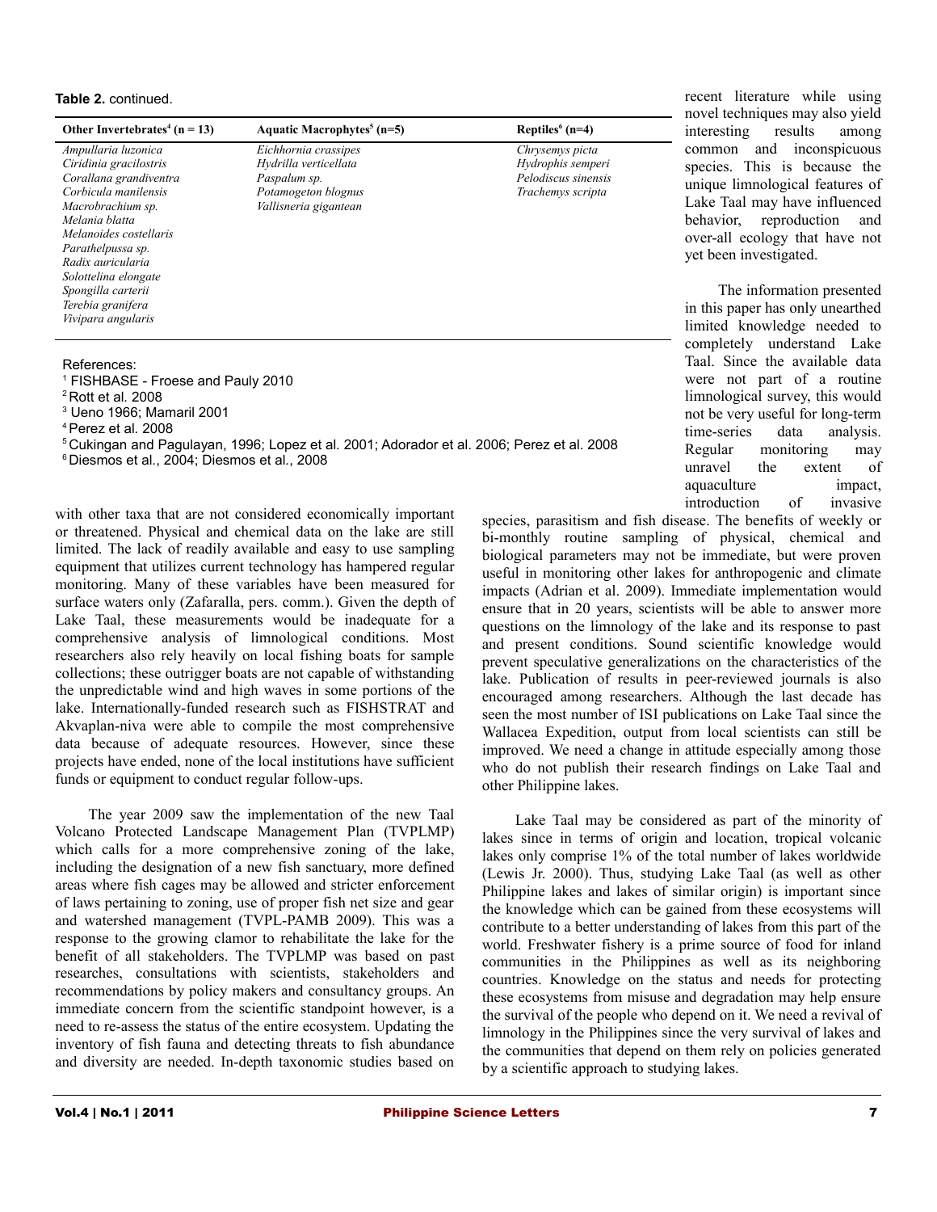**Table 2.** continued.

| Other Invertebrates[4] (n = 13) | Aquatic Macrophytes[5] (n=5) | Reptiles[6] (n=4) |
|---|---|---|
| *Ampullaria luzonica* | *Eichhornia crassipes* | *Chrysemys picta* |
| *Ciridinia gracilostris* | *Hydrilla verticellata* | *Hydrophis semperi* |
| *Corallana grandiventra* | *Paspalum sp.* | *Pelodiscus sinensis* |
| *Corbicula manilensis* | *Potamogeton blognus* | *Trachemys scripta* |
| *Macrobrachium sp.* | *Vallisneria gigantean* | |
| *Melania blatta* | | |
| *Melanoides costellaris* | | |
| *Parathelpussa sp.* | | |
| *Radix auricularia* | | |
| *Solottelina elongate* | | |
| *Spongilla carterii* | | |
| *Terebia granifera* | | |
| *Vivipara angularis* | | |

References:
[1] FISHBASE - Froese and Pauly 2010
[2] Rott et al. 2008
[3] Ueno 1966; Mamaril 2001
[4] Perez et al. 2008
[5] Cukingan and Pagulayan, 1996; Lopez et al. 2001; Adorador et al. 2006; Perez et al. 2008
[6] Diesmos et al., 2004; Diesmos et al., 2008

with other taxa that are not considered economically important or threatened. Physical and chemical data on the lake are still limited. The lack of readily available and easy to use sampling equipment that utilizes current technology has hampered regular monitoring. Many of these variables have been measured for surface waters only (Zafaralla, pers. comm.). Given the depth of Lake Taal, these measurements would be inadequate for a comprehensive analysis of limnological conditions. Most researchers also rely heavily on local fishing boats for sample collections; these outrigger boats are not capable of withstanding the unpredictable wind and high waves in some portions of the lake. Internationally-funded research such as FISHSTRAT and Akvaplan-niva were able to compile the most comprehensive data because of adequate resources. However, since these projects have ended, none of the local institutions have sufficient funds or equipment to conduct regular follow-ups.

The year 2009 saw the implementation of the new Taal Volcano Protected Landscape Management Plan (TVPLMP) which calls for a more comprehensive zoning of the lake, including the designation of a new fish sanctuary, more defined areas where fish cages may be allowed and stricter enforcement of laws pertaining to zoning, use of proper fish net size and gear and watershed management (TVPL-PAMB 2009). This was a response to the growing clamor to rehabilitate the lake for the benefit of all stakeholders. The TVPLMP was based on past researches, consultations with scientists, stakeholders and recommendations by policy makers and consultancy groups. An immediate concern from the scientific standpoint however, is a need to re-assess the status of the entire ecosystem. Updating the inventory of fish fauna and detecting threats to fish abundance and diversity are needed. In-depth taxonomic studies based on recent literature while using novel techniques may also yield interesting results among common and inconspicuous species. This is because the unique limnological features of Lake Taal may have influenced behavior, reproduction and over-all ecology that have not yet been investigated.

The information presented in this paper has only unearthed limited knowledge needed to completely understand Lake Taal. Since the available data were not part of a routine limnological survey, this would not be very useful for long-term time-series data analysis. Regular monitoring may unravel the extent of aquaculture impact, introduction of invasive species, parasitism and fish disease. The benefits of weekly or bi-monthly routine sampling of physical, chemical and biological parameters may not be immediate, but were proven useful in monitoring other lakes for anthropogenic and climate impacts (Adrian et al. 2009). Immediate implementation would ensure that in 20 years, scientists will be able to answer more questions on the limnology of the lake and its response to past and present conditions. Sound scientific knowledge would prevent speculative generalizations on the characteristics of the lake. Publication of results in peer-reviewed journals is also encouraged among researchers. Although the last decade has seen the most number of ISI publications on Lake Taal since the Wallacea Expedition, output from local scientists can still be improved. We need a change in attitude especially among those who do not publish their research findings on Lake Taal and other Philippine lakes.

Lake Taal may be considered as part of the minority of lakes since in terms of origin and location, tropical volcanic lakes only comprise 1% of the total number of lakes worldwide (Lewis Jr. 2000). Thus, studying Lake Taal (as well as other Philippine lakes and lakes of similar origin) is important since the knowledge which can be gained from these ecosystems will contribute to a better understanding of lakes from this part of the world. Freshwater fishery is a prime source of food for inland communities in the Philippines as well as its neighboring countries. Knowledge on the status and needs for protecting these ecosystems from misuse and degradation may help ensure the survival of the people who depend on it. We need a revival of limnology in the Philippines since the very survival of lakes and the communities that depend on them rely on policies generated by a scientific approach to studying lakes.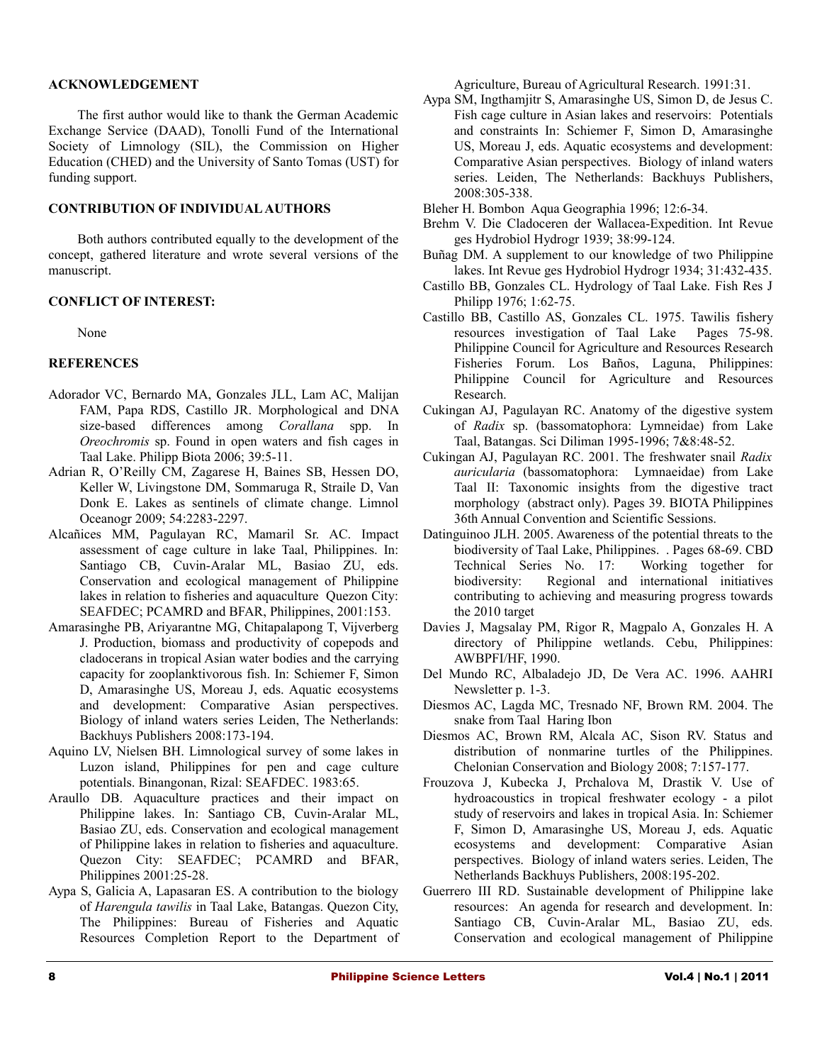## ACKNOWLEDGEMENT

The first author would like to thank the German Academic Exchange Service (DAAD), Tonolli Fund of the International Society of Limnology (SIL), the Commission on Higher Education (CHED) and the University of Santo Tomas (UST) for funding support.

## CONTRIBUTION OF INDIVIDUAL AUTHORS

Both authors contributed equally to the development of the concept, gathered literature and wrote several versions of the manuscript.

## CONFLICT OF INTEREST:

None

## REFERENCES

Adorador VC, Bernardo MA, Gonzales JLL, Lam AC, Malijan FAM, Papa RDS, Castillo JR. Morphological and DNA size-based differences among *Corallana* spp. In *Oreochromis* sp. Found in open waters and fish cages in Taal Lake. Philipp Biota 2006; 39:5-11.

Adrian R, O'Reilly CM, Zagarese H, Baines SB, Hessen DO, Keller W, Livingstone DM, Sommaruga R, Straile D, Van Donk E. Lakes as sentinels of climate change. Limnol Oceanogr 2009; 54:2283-2297.

Alcañices MM, Pagulayan RC, Mamaril Sr. AC. Impact assessment of cage culture in lake Taal, Philippines. In: Santiago CB, Cuvin-Aralar ML, Basiao ZU, eds. Conservation and ecological management of Philippine lakes in relation to fisheries and aquaculture Quezon City: SEAFDEC; PCAMRD and BFAR, Philippines, 2001:153.

Amarasinghe PB, Ariyarantne MG, Chitapalapong T, Vijverberg J. Production, biomass and productivity of copepods and cladocerans in tropical Asian water bodies and the carrying capacity for zooplanktivorous fish. In: Schiemer F, Simon D, Amarasinghe US, Moreau J, eds. Aquatic ecosystems and development: Comparative Asian perspectives. Biology of inland waters series Leiden, The Netherlands: Backhuys Publishers 2008:173-194.

Aquino LV, Nielsen BH. Limnological survey of some lakes in Luzon island, Philippines for pen and cage culture potentials. Binangonan, Rizal: SEAFDEC. 1983:65.

Araullo DB. Aquaculture practices and their impact on Philippine lakes. In: Santiago CB, Cuvin-Aralar ML, Basiao ZU, eds. Conservation and ecological management of Philippine lakes in relation to fisheries and aquaculture. Quezon City: SEAFDEC; PCAMRD and BFAR, Philippines 2001:25-28.

Aypa S, Galicia A, Lapasaran ES. A contribution to the biology of *Harengula tawilis* in Taal Lake, Batangas. Quezon City, The Philippines: Bureau of Fisheries and Aquatic Resources Completion Report to the Department of Agriculture, Bureau of Agricultural Research. 1991:31.

Aypa SM, Ingthamjitr S, Amarasinghe US, Simon D, de Jesus C. Fish cage culture in Asian lakes and reservoirs: Potentials and constraints In: Schiemer F, Simon D, Amarasinghe US, Moreau J, eds. Aquatic ecosystems and development: Comparative Asian perspectives. Biology of inland waters series. Leiden, The Netherlands: Backhuys Publishers, 2008:305-338.

Bleher H. Bombon Aqua Geographia 1996; 12:6-34.

Brehm V. Die Cladoceren der Wallacea-Expedition. Int Revue ges Hydrobiol Hydrogr 1939; 38:99-124.

Buñag DM. A supplement to our knowledge of two Philippine lakes. Int Revue ges Hydrobiol Hydrogr 1934; 31:432-435.

Castillo BB, Gonzales CL. Hydrology of Taal Lake. Fish Res J Philipp 1976; 1:62-75.

Castillo BB, Castillo AS, Gonzales CL. 1975. Tawilis fishery resources investigation of Taal Lake Pages 75-98. Philippine Council for Agriculture and Resources Research Fisheries Forum. Los Baños, Laguna, Philippines: Philippine Council for Agriculture and Resources Research.

Cukingan AJ, Pagulayan RC. Anatomy of the digestive system of *Radix* sp. (bassomatophora: Lymneidae) from Lake Taal, Batangas. Sci Diliman 1995-1996; 7&8:48-52.

Cukingan AJ, Pagulayan RC. 2001. The freshwater snail *Radix auricularia* (bassomatophora: Lymnaeidae) from Lake Taal II: Taxonomic insights from the digestive tract morphology (abstract only). Pages 39. BIOTA Philippines 36th Annual Convention and Scientific Sessions.

Datinguinoo JLH. 2005. Awareness of the potential threats to the biodiversity of Taal Lake, Philippines. . Pages 68-69. CBD Technical Series No. 17: Working together for biodiversity: Regional and international initiatives contributing to achieving and measuring progress towards the 2010 target

Davies J, Magsalay PM, Rigor R, Magpalo A, Gonzales H. A directory of Philippine wetlands. Cebu, Philippines: AWBPFI/HF, 1990.

Del Mundo RC, Albaladejo JD, De Vera AC. 1996. AAHRI Newsletter p. 1-3.

Diesmos AC, Lagda MC, Tresnado NF, Brown RM. 2004. The snake from Taal Haring Ibon

Diesmos AC, Brown RM, Alcala AC, Sison RV. Status and distribution of nonmarine turtles of the Philippines. Chelonian Conservation and Biology 2008; 7:157-177.

Frouzova J, Kubecka J, Prchalova M, Drastik V. Use of hydroacoustics in tropical freshwater ecology - a pilot study of reservoirs and lakes in tropical Asia. In: Schiemer F, Simon D, Amarasinghe US, Moreau J, eds. Aquatic ecosystems and development: Comparative Asian perspectives. Biology of inland waters series. Leiden, The Netherlands Backhuys Publishers, 2008:195-202.

Guerrero III RD. Sustainable development of Philippine lake resources: An agenda for research and development. In: Santiago CB, Cuvin-Aralar ML, Basiao ZU, eds. Conservation and ecological management of Philippine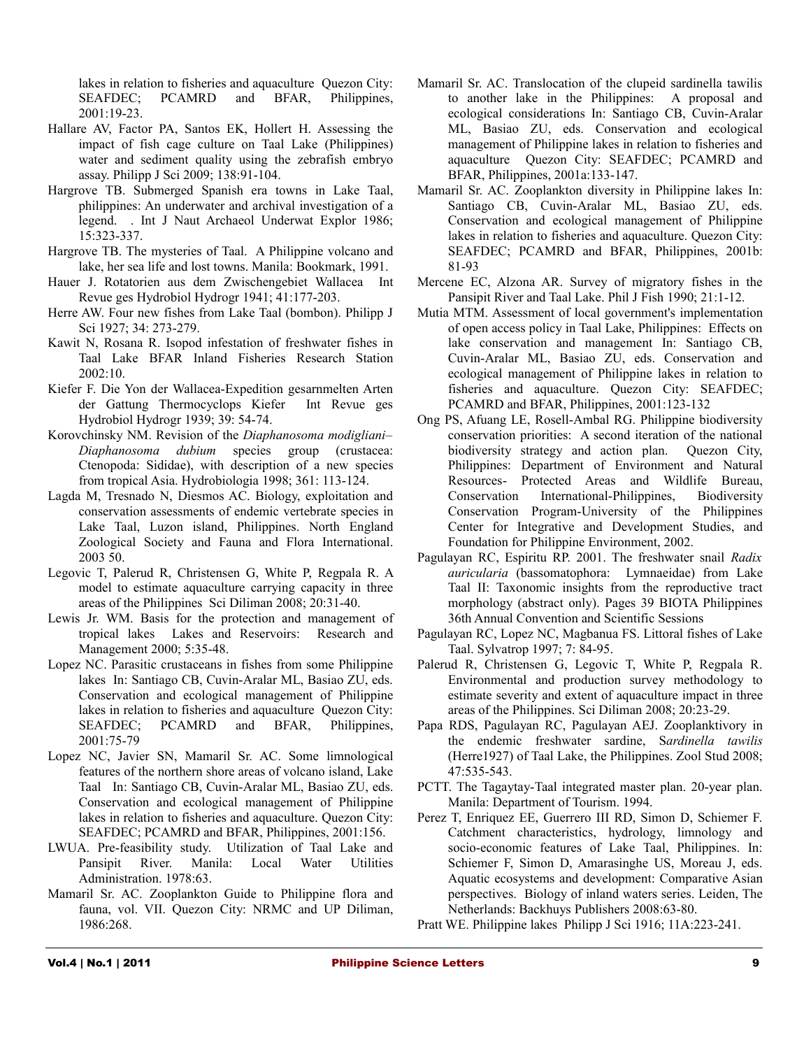lakes in relation to fisheries and aquaculture Quezon City: SEAFDEC; PCAMRD and BFAR, Philippines, 2001:19-23.

Hallare AV, Factor PA, Santos EK, Hollert H. Assessing the impact of fish cage culture on Taal Lake (Philippines) water and sediment quality using the zebrafish embryo assay. Philipp J Sci 2009; 138:91-104.

Hargrove TB. Submerged Spanish era towns in Lake Taal, philippines: An underwater and archival investigation of a legend. . Int J Naut Archaeol Underwat Explor 1986; 15:323-337.

Hargrove TB. The mysteries of Taal. A Philippine volcano and lake, her sea life and lost towns. Manila: Bookmark, 1991.

Hauer J. Rotatorien aus dem Zwischengebiet Wallacea Int Revue ges Hydrobiol Hydrogr 1941; 41:177-203.

Herre AW. Four new fishes from Lake Taal (bombon). Philipp J Sci 1927; 34: 273-279.

Kawit N, Rosana R. Isopod infestation of freshwater fishes in Taal Lake BFAR Inland Fisheries Research Station 2002:10.

Kiefer F. Die Yon der Wallacea-Expedition gesarnmelten Arten der Gattung Thermocyclops Kiefer Int Revue ges Hydrobiol Hydrogr 1939; 39: 54-74.

Korovchinsky NM. Revision of the *Diaphanosoma modigliani*–*Diaphanosoma dubium* species group (crustacea: Ctenopoda: Sididae), with description of a new species from tropical Asia. Hydrobiologia 1998; 361: 113-124.

Lagda M, Tresnado N, Diesmos AC. Biology, exploitation and conservation assessments of endemic vertebrate species in Lake Taal, Luzon island, Philippines. North England Zoological Society and Fauna and Flora International. 2003 50.

Legovic T, Palerud R, Christensen G, White P, Regpala R. A model to estimate aquaculture carrying capacity in three areas of the Philippines Sci Diliman 2008; 20:31-40.

Lewis Jr. WM. Basis for the protection and management of tropical lakes Lakes and Reservoirs: Research and Management 2000; 5:35-48.

Lopez NC. Parasitic crustaceans in fishes from some Philippine lakes In: Santiago CB, Cuvin-Aralar ML, Basiao ZU, eds. Conservation and ecological management of Philippine lakes in relation to fisheries and aquaculture Quezon City: SEAFDEC; PCAMRD and BFAR, Philippines, 2001:75-79

Lopez NC, Javier SN, Mamaril Sr. AC. Some limnological features of the northern shore areas of volcano island, Lake Taal In: Santiago CB, Cuvin-Aralar ML, Basiao ZU, eds. Conservation and ecological management of Philippine lakes in relation to fisheries and aquaculture. Quezon City: SEAFDEC; PCAMRD and BFAR, Philippines, 2001:156.

LWUA. Pre-feasibility study. Utilization of Taal Lake and Pansipit River. Manila: Local Water Utilities Administration. 1978:63.

Mamaril Sr. AC. Zooplankton Guide to Philippine flora and fauna, vol. VII. Quezon City: NRMC and UP Diliman, 1986:268.

Mamaril Sr. AC. Translocation of the clupeid sardinella tawilis to another lake in the Philippines: A proposal and ecological considerations In: Santiago CB, Cuvin-Aralar ML, Basiao ZU, eds. Conservation and ecological management of Philippine lakes in relation to fisheries and aquaculture Quezon City: SEAFDEC; PCAMRD and BFAR, Philippines, 2001a:133-147.

Mamaril Sr. AC. Zooplankton diversity in Philippine lakes In: Santiago CB, Cuvin-Aralar ML, Basiao ZU, eds. Conservation and ecological management of Philippine lakes in relation to fisheries and aquaculture. Quezon City: SEAFDEC; PCAMRD and BFAR, Philippines, 2001b: 81-93

Mercene EC, Alzona AR. Survey of migratory fishes in the Pansipit River and Taal Lake. Phil J Fish 1990; 21:1-12.

Mutia MTM. Assessment of local government's implementation of open access policy in Taal Lake, Philippines: Effects on lake conservation and management In: Santiago CB, Cuvin-Aralar ML, Basiao ZU, eds. Conservation and ecological management of Philippine lakes in relation to fisheries and aquaculture. Quezon City: SEAFDEC; PCAMRD and BFAR, Philippines, 2001:123-132

Ong PS, Afuang LE, Rosell-Ambal RG. Philippine biodiversity conservation priorities: A second iteration of the national biodiversity strategy and action plan. Quezon City, Philippines: Department of Environment and Natural Resources- Protected Areas and Wildlife Bureau, Conservation International-Philippines, Biodiversity Conservation Program-University of the Philippines Center for Integrative and Development Studies, and Foundation for Philippine Environment, 2002.

Pagulayan RC, Espiritu RP. 2001. The freshwater snail *Radix auricularia* (bassomatophora: Lymnaeidae) from Lake Taal II: Taxonomic insights from the reproductive tract morphology (abstract only). Pages 39 BIOTA Philippines 36th Annual Convention and Scientific Sessions

Pagulayan RC, Lopez NC, Magbanua FS. Littoral fishes of Lake Taal. Sylvatrop 1997; 7: 84-95.

Palerud R, Christensen G, Legovic T, White P, Regpala R. Environmental and production survey methodology to estimate severity and extent of aquaculture impact in three areas of the Philippines. Sci Diliman 2008; 20:23-29.

Papa RDS, Pagulayan RC, Pagulayan AEJ. Zooplanktivory in the endemic freshwater sardine, S*ardinella tawilis* (Herre1927) of Taal Lake, the Philippines. Zool Stud 2008; 47:535-543.

PCTT. The Tagaytay-Taal integrated master plan. 20-year plan. Manila: Department of Tourism. 1994.

Perez T, Enriquez EE, Guerrero III RD, Simon D, Schiemer F. Catchment characteristics, hydrology, limnology and socio-economic features of Lake Taal, Philippines. In: Schiemer F, Simon D, Amarasinghe US, Moreau J, eds. Aquatic ecosystems and development: Comparative Asian perspectives. Biology of inland waters series. Leiden, The Netherlands: Backhuys Publishers 2008:63-80.

Pratt WE. Philippine lakes Philipp J Sci 1916; 11A:223-241.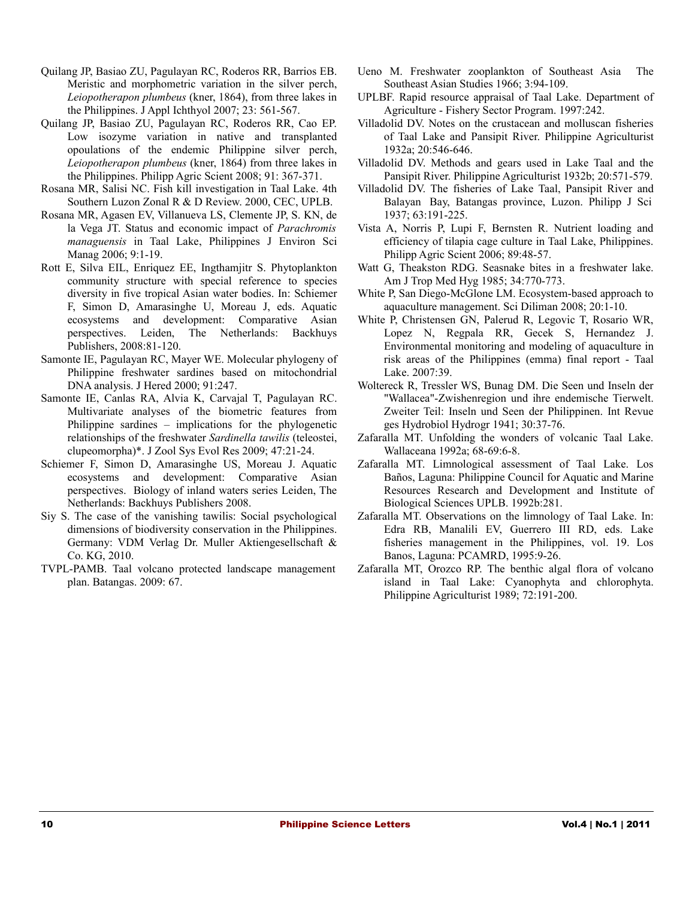Quilang JP, Basiao ZU, Pagulayan RC, Roderos RR, Barrios EB. Meristic and morphometric variation in the silver perch, *Leiopotherapon plumbeus* (kner, 1864), from three lakes in the Philippines. J Appl Ichthyol 2007; 23: 561-567.

Quilang JP, Basiao ZU, Pagulayan RC, Roderos RR, Cao EP. Low isozyme variation in native and transplanted opoulations of the endemic Philippine silver perch, *Leiopotherapon plumbeus* (kner, 1864) from three lakes in the Philippines. Philipp Agric Scient 2008; 91: 367-371.

Rosana MR, Salisi NC. Fish kill investigation in Taal Lake. 4th Southern Luzon Zonal R & D Review. 2000, CEC, UPLB.

Rosana MR, Agasen EV, Villanueva LS, Clemente JP, S. KN, de la Vega JT. Status and economic impact of *Parachromis managuensis* in Taal Lake, Philippines J Environ Sci Manag 2006; 9:1-19.

Rott E, Silva EIL, Enriquez EE, Ingthamjitr S. Phytoplankton community structure with special reference to species diversity in five tropical Asian water bodies. In: Schiemer F, Simon D, Amarasinghe U, Moreau J, eds. Aquatic ecosystems and development: Comparative Asian perspectives. Leiden, The Netherlands: Backhuys Publishers, 2008:81-120.

Samonte IE, Pagulayan RC, Mayer WE. Molecular phylogeny of Philippine freshwater sardines based on mitochondrial DNA analysis. J Hered 2000; 91:247.

Samonte IE, Canlas RA, Alvia K, Carvajal T, Pagulayan RC. Multivariate analyses of the biometric features from Philippine sardines – implications for the phylogenetic relationships of the freshwater *Sardinella tawilis* (teleostei, clupeomorpha)*. J Zool Sys Evol Res 2009; 47:21-24.

Schiemer F, Simon D, Amarasinghe US, Moreau J. Aquatic ecosystems and development: Comparative Asian perspectives. Biology of inland waters series Leiden, The Netherlands: Backhuys Publishers 2008.

Siy S. The case of the vanishing tawilis: Social psychological dimensions of biodiversity conservation in the Philippines. Germany: VDM Verlag Dr. Muller Aktiengesellschaft & Co. KG, 2010.

TVPL-PAMB. Taal volcano protected landscape management plan. Batangas. 2009: 67.

Ueno M. Freshwater zooplankton of Southeast Asia The Southeast Asian Studies 1966; 3:94-109.

UPLBF. Rapid resource appraisal of Taal Lake. Department of Agriculture - Fishery Sector Program. 1997:242.

Villadolid DV. Notes on the crustacean and molluscan fisheries of Taal Lake and Pansipit River. Philippine Agriculturist 1932a; 20:546-646.

Villadolid DV. Methods and gears used in Lake Taal and the Pansipit River. Philippine Agriculturist 1932b; 20:571-579.

Villadolid DV. The fisheries of Lake Taal, Pansipit River and Balayan Bay, Batangas province, Luzon. Philipp J Sci 1937; 63:191-225.

Vista A, Norris P, Lupi F, Bernsten R. Nutrient loading and efficiency of tilapia cage culture in Taal Lake, Philippines. Philipp Agric Scient 2006; 89:48-57.

Watt G, Theakston RDG. Seasnake bites in a freshwater lake. Am J Trop Med Hyg 1985; 34:770-773.

White P, San Diego-McGlone LM. Ecosystem-based approach to aquaculture management. Sci Diliman 2008; 20:1-10.

White P, Christensen GN, Palerud R, Legovic T, Rosario WR, Lopez N, Regpala RR, Gecek S, Hernandez J. Environmental monitoring and modeling of aquaculture in risk areas of the Philippines (emma) final report - Taal Lake. 2007:39.

Woltereck R, Tressler WS, Bunag DM. Die Seen und Inseln der "Wallacea"-Zwishenregion und ihre endemische Tierwelt. Zweiter Teil: Inseln und Seen der Philippinen. Int Revue ges Hydrobiol Hydrogr 1941; 30:37-76.

Zafaralla MT. Unfolding the wonders of volcanic Taal Lake. Wallaceana 1992a; 68-69:6-8.

Zafaralla MT. Limnological assessment of Taal Lake. Los Baños, Laguna: Philippine Council for Aquatic and Marine Resources Research and Development and Institute of Biological Sciences UPLB. 1992b:281.

Zafaralla MT. Observations on the limnology of Taal Lake. In: Edra RB, Manalili EV, Guerrero III RD, eds. Lake fisheries management in the Philippines, vol. 19. Los Banos, Laguna: PCAMRD, 1995:9-26.

Zafaralla MT, Orozco RP. The benthic algal flora of volcano island in Taal Lake: Cyanophyta and chlorophyta. Philippine Agriculturist 1989; 72:191-200.